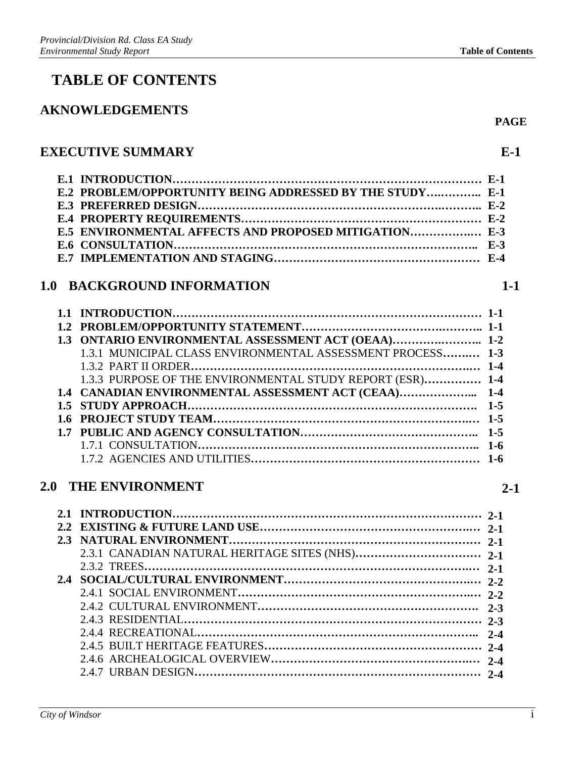# TABLE OF CONTENTS

## AKNOWLEDGEMENTS

| | PAGE |
|---|---|
| **EXECUTIVE SUMMARY** | **E-1** |
| **E.1 INTRODUCTION** | **E-1** |
| **E.2 PROBLEM/OPPORTUNITY BEING ADDRESSED BY THE STUDY** | **E-1** |
| **E.3 PREFERRED DESIGN** | **E-2** |
| **E.4 PROPERTY REQUIREMENTS** | **E-2** |
| **E.5 ENVIRONMENTAL AFFECTS AND PROPOSED MITIGATION** | **E-3** |
| **E.6 CONSULTATION** | **E-3** |
| **E.7 IMPLEMENTATION AND STAGING** | **E-4** |
| **1.0 BACKGROUND INFORMATION** | **1-1** |
| **1.1 INTRODUCTION** | **1-1** |
| **1.2 PROBLEM/OPPORTUNITY STATEMENT** | **1-1** |
| **1.3 ONTARIO ENVIRONMENTAL ASSESSMENT ACT (OEAA)** | **1-2** |
| 1.3.1 MUNICIPAL CLASS ENVIRONMENTAL ASSESSMENT PROCESS | **1-3** |
| 1.3.2 PART II ORDER | **1-4** |
| 1.3.3 PURPOSE OF THE ENVIRONMENTAL STUDY REPORT (ESR) | **1-4** |
| **1.4 CANADIAN ENVIRONMENTAL ASSESSMENT ACT (CEAA)** | **1-4** |
| **1.5 STUDY APPROACH** | **1-5** |
| **1.6 PROJECT STUDY TEAM** | **1-5** |
| **1.7 PUBLIC AND AGENCY CONSULTATION** | **1-5** |
| 1.7.1 CONSULTATION | **1-6** |
| 1.7.2 AGENCIES AND UTILITIES | **1-6** |
| **2.0 THE ENVIRONMENT** | **2-1** |
| **2.1 INTRODUCTION** | **2-1** |
| **2.2 EXISTING & FUTURE LAND USE** | **2-1** |
| **2.3 NATURAL ENVIRONMENT** | **2-1** |
| 2.3.1 CANADIAN NATURAL HERITAGE SITES (NHS) | **2-1** |
| 2.3.2 TREES | **2-1** |
| **2.4 SOCIAL/CULTURAL ENVIRONMENT** | **2-2** |
| 2.4.1 SOCIAL ENVIRONMENT | **2-2** |
| 2.4.2 CULTURAL ENVIRONMENT | **2-3** |
| 2.4.3 RESIDENTIAL | **2-3** |
| 2.4.4 RECREATIONAL | **2-4** |
| 2.4.5 BUILT HERITAGE FEATURES | **2-4** |
| 2.4.6 ARCHEALOGICAL OVERVIEW | **2-4** |
| 2.4.7 URBAN DESIGN | **2-4** |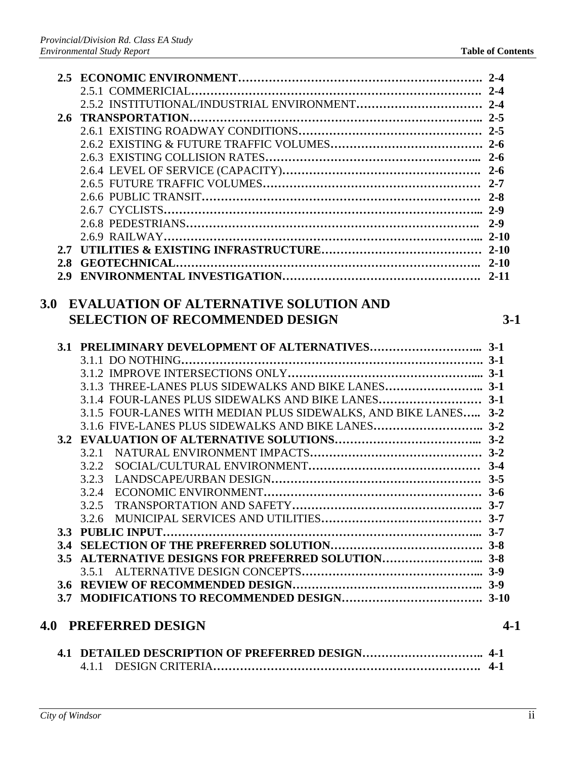**2.5 ECONOMIC ENVIRONMENT………………………………………………………. 2-4**
2.5.1 COMMERICIAL…………………………………………………………………. **2-4**
2.5.2 INSTITUTIONAL/INDUSTRIAL ENVIRONMENT………………………… **2-4**
**2.6 TRANSPORTATION…………………………………………………………….. 2-5**
2.6.1 EXISTING ROADWAY CONDITIONS……………………………………… **2-5**
2.6.2 EXISTING & FUTURE TRAFFIC VOLUMES……………………………. **2-6**
2.6.3 EXISTING COLLISION RATES……………………………………………... **2-6**
2.6.4 LEVEL OF SERVICE (CAPACITY)…………………………………………… **2-6**
2.6.5 FUTURE TRAFFIC VOLUMES………………………………………………… **2-7**
2.6.6 PUBLIC TRANSIT………………………………………………………………. **2-8**
2.6.7 CYCLISTS……………………………………………………………………….... **2-9**
2.6.8 PEDESTRIANS………………………………………………………………….. **2-9**
2.6.9 RAILWAY……………………………………………………………………….... **2-10**
**2.7 UTILITIES & EXISTING INFRASTRUCTURE………………………………… 2-10**
**2.8 GEOTECHNICAL……………………………………………………………….. 2-10**
**2.9 ENVIRONMENTAL INVESTIGATION…………………………………………. 2-11**

## 3.0 EVALUATION OF ALTERNATIVE SOLUTION AND SELECTION OF RECOMMENDED DESIGN — 3-1

**3.1 PRELIMINARY DEVELOPMENT OF ALTERNATIVES……………………... 3-1**
3.1.1 DO NOTHING…………………………………………………………………. **3-1**
3.1.2 IMPROVE INTERSECTIONS ONLY…………………………………………... **3-1**
3.1.3 THREE-LANES PLUS SIDEWALKS AND BIKE LANES…………………….. **3-1**
3.1.4 FOUR-LANES PLUS SIDEWALKS AND BIKE LANES……………………… **3-1**
3.1.5 FOUR-LANES WITH MEDIAN PLUS SIDEWALKS, AND BIKE LANES….. **3-2**
3.1.6 FIVE-LANES PLUS SIDEWALKS AND BIKE LANES……………………….. **3-2**
**3.2 EVALUATION OF ALTERNATIVE SOLUTIONS……………………………... 3-2**
3.2.1 NATURAL ENVIRONMENT IMPACTS……………………………………… **3-2**
3.2.2 SOCIAL/CULTURAL ENVIRONMENT……………………………………… **3-4**
3.2.3 LANDSCAPE/URBAN DESIGN………………………………………………. **3-5**
3.2.4 ECONOMIC ENVIRONMENT…………………………………………………. **3-6**
3.2.5 TRANSPORTATION AND SAFETY…………………………………………... **3-7**
3.2.6 MUNICIPAL SERVICES AND UTILITIES…………………………………… **3-7**
**3.3 PUBLIC INPUT…………………………………………………………………... 3-7**
**3.4 SELECTION OF THE PREFERRED SOLUTION………………………………. 3-8**
**3.5 ALTERNATIVE DESIGNS FOR PREFERRED SOLUTION……………………... 3-8**
3.5.1 ALTERNATIVE DESIGN CONCEPTS………………………………………... **3-9**
**3.6 REVIEW OF RECOMMENDED DESIGN………………………………………... 3-9**
**3.7 MODIFICATIONS TO RECOMMENDED DESIGN………………………………. 3-10**

## 4.0 PREFERRED DESIGN — 4-1

**4.1 DETAILED DESCRIPTION OF PREFERRED DESIGN………………………... 4-1**
4.1.1 DESIGN CRITERIA……………………………………………………………. **4-1**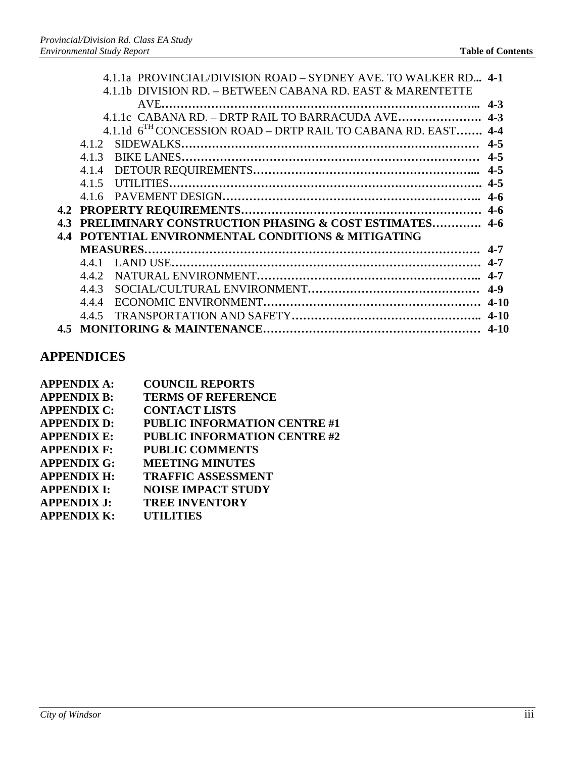4.1.1a PROVINCIAL/DIVISION ROAD – SYDNEY AVE. TO WALKER RD... 4-1
4.1.1b DIVISION RD. – BETWEEN CABANA RD. EAST & MARENTETTE AVE………………………………………………………………………... 4-3
4.1.1c CABANA RD. – DRTP RAIL TO BARRACUDA AVE…………………. 4-3
4.1.1d 6TH CONCESSION ROAD – DRTP RAIL TO CABANA RD. EAST……. 4-4
4.1.2 SIDEWALKS………………………………………………………………… 4-5
4.1.3 BIKE LANES………………………………………………………………… 4-5
4.1.4 DETOUR REQUIREMENTS……………………………………………... 4-5
4.1.5 UTILITIES…………………………………………………………………... 4-5
4.1.6 PAVEMENT DESIGN……………………………………………………... 4-6
**4.2 PROPERTY REQUIREMENTS………………………………………………… 4-6**
**4.3 PRELIMINARY CONSTRUCTION PHASING & COST ESTIMATES………… 4-6**
**4.4 POTENTIAL ENVIRONMENTAL CONDITIONS & MITIGATING MEASURES………………………………………………………………………. 4-7**
4.4.1 LAND USE…………………………………………………………………… 4-7
4.4.2 NATURAL ENVIRONMENT……………………………………………... 4-7
4.4.3 SOCIAL/CULTURAL ENVIRONMENT………………………………… 4-9
4.4.4 ECONOMIC ENVIRONMENT…………………………………………… 4-10
4.4.5 TRANSPORTATION AND SAFETY…………………………………….. 4-10
**4.5 MONITORING & MAINTENANCE…………………………………………… 4-10**

## APPENDICES

**APPENDIX A: COUNCIL REPORTS**
**APPENDIX B: TERMS OF REFERENCE**
**APPENDIX C: CONTACT LISTS**
**APPENDIX D: PUBLIC INFORMATION CENTRE #1**
**APPENDIX E: PUBLIC INFORMATION CENTRE #2**
**APPENDIX F: PUBLIC COMMENTS**
**APPENDIX G: MEETING MINUTES**
**APPENDIX H: TRAFFIC ASSESSMENT**
**APPENDIX I: NOISE IMPACT STUDY**
**APPENDIX J: TREE INVENTORY**
**APPENDIX K: UTILITIES**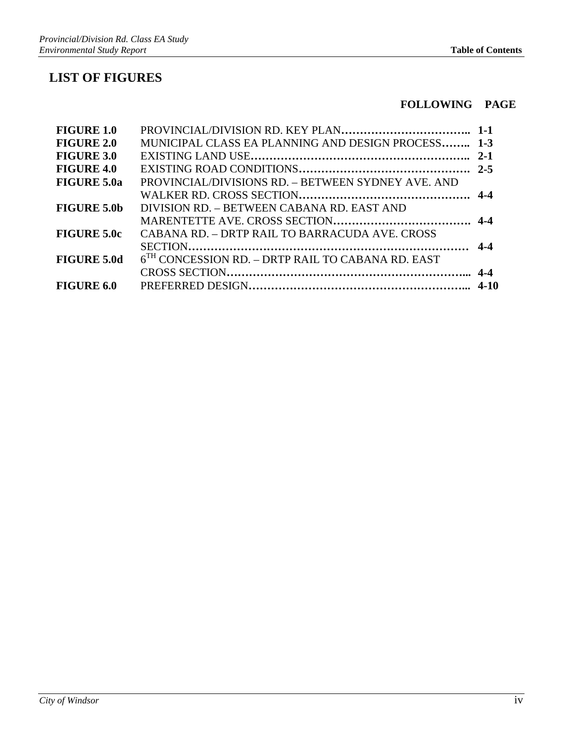## LIST OF FIGURES

| | | FOLLOWING PAGE |
|---|---|---|
| **FIGURE 1.0** | PROVINCIAL/DIVISION RD. KEY PLAN | **1-1** |
| **FIGURE 2.0** | MUNICIPAL CLASS EA PLANNING AND DESIGN PROCESS | **1-3** |
| **FIGURE 3.0** | EXISTING LAND USE | **2-1** |
| **FIGURE 4.0** | EXISTING ROAD CONDITIONS | **2-5** |
| **FIGURE 5.0a** | PROVINCIAL/DIVISIONS RD. – BETWEEN SYDNEY AVE. AND WALKER RD. CROSS SECTION | **4-4** |
| **FIGURE 5.0b** | DIVISION RD. – BETWEEN CABANA RD. EAST AND MARENTETTE AVE. CROSS SECTION | **4-4** |
| **FIGURE 5.0c** | CABANA RD. – DRTP RAIL TO BARRACUDA AVE. CROSS SECTION | **4-4** |
| **FIGURE 5.0d** | 6TH CONCESSION RD. – DRTP RAIL TO CABANA RD. EAST CROSS SECTION | **4-4** |
| **FIGURE 6.0** | PREFERRED DESIGN | **4-10** |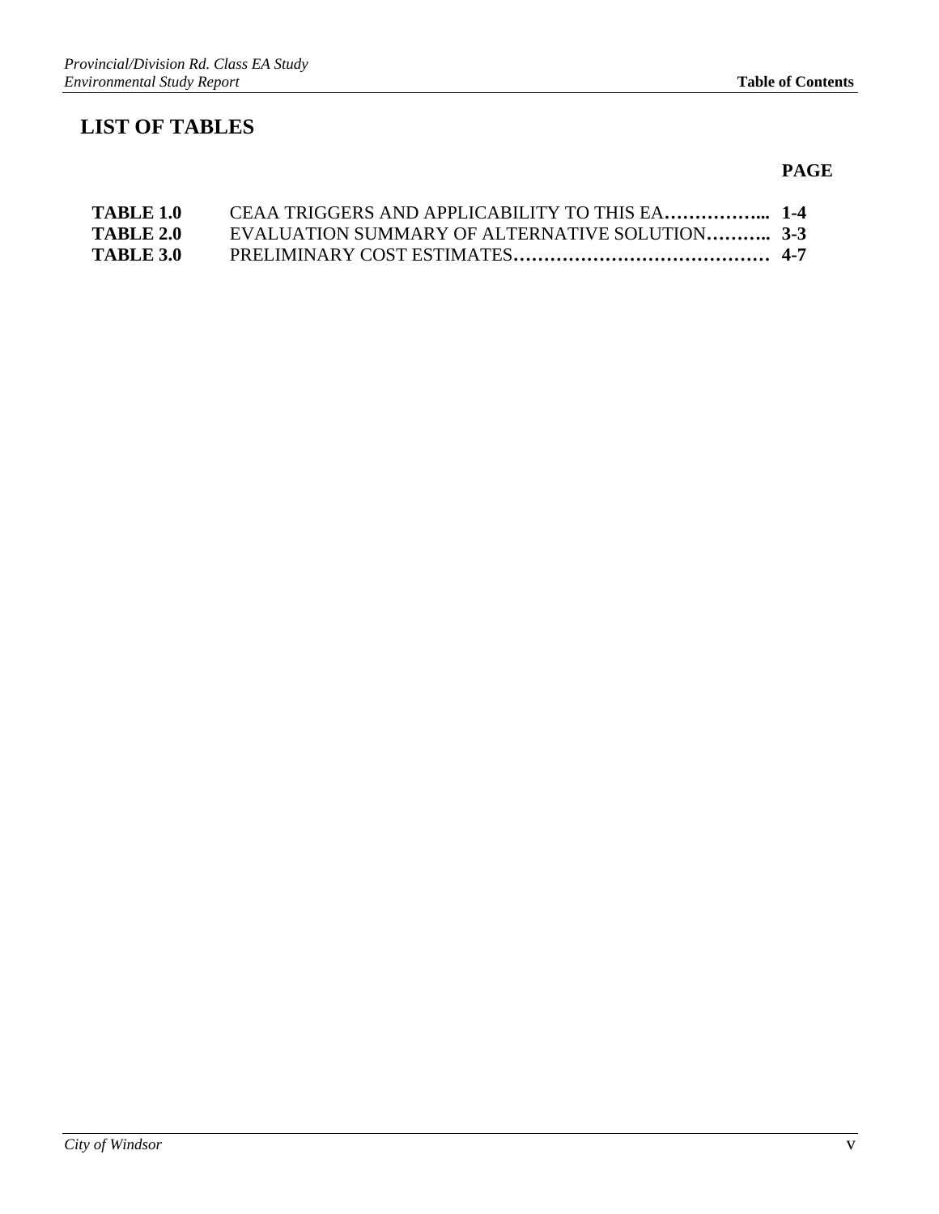## LIST OF TABLES

| | | PAGE |
|---|---|---|
| **TABLE 1.0** | CEAA TRIGGERS AND APPLICABILITY TO THIS EA**…………….** | **1-4** |
| **TABLE 2.0** | EVALUATION SUMMARY OF ALTERNATIVE SOLUTION**………..** | **3-3** |
| **TABLE 3.0** | PRELIMINARY COST ESTIMATES**……………………………………** | **4-7** |